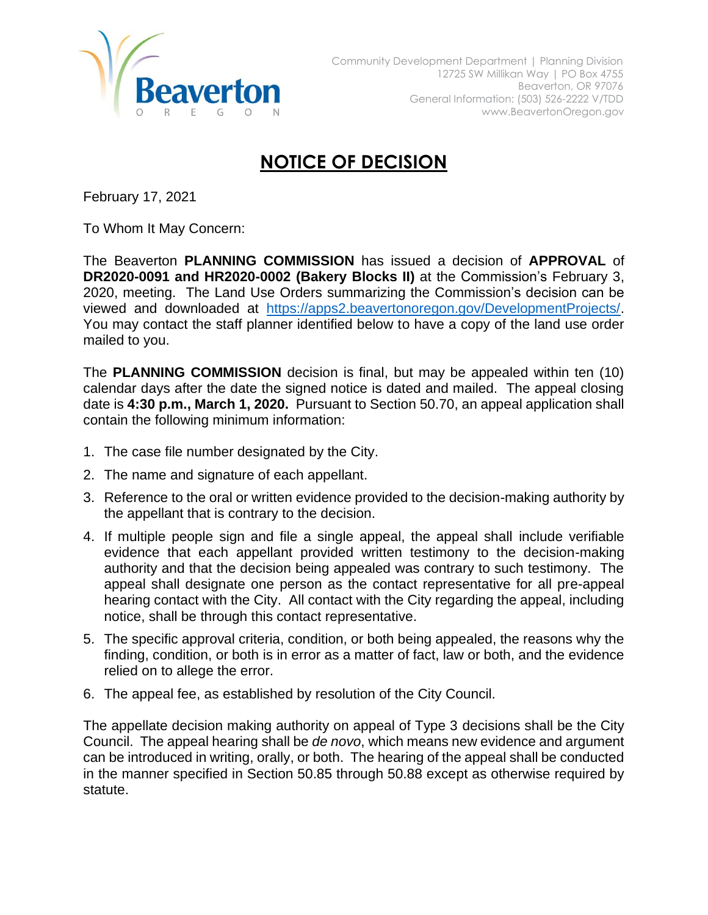Community Development Department | Planning Division
12725 SW Millikan Way | PO Box 4755
Beaverton, OR 97076
General Information: (503) 526-2222 V/TDD
www.BeavertonOregon.gov

# NOTICE OF DECISION

February 17, 2021

To Whom It May Concern:

The Beaverton **PLANNING COMMISSION** has issued a decision of **APPROVAL** of **DR2020-0091 and HR2020-0002 (Bakery Blocks II)** at the Commission's February 3, 2020, meeting. The Land Use Orders summarizing the Commission's decision can be viewed and downloaded at https://apps2.beavertonoregon.gov/DevelopmentProjects/. You may contact the staff planner identified below to have a copy of the land use order mailed to you.

The **PLANNING COMMISSION** decision is final, but may be appealed within ten (10) calendar days after the date the signed notice is dated and mailed. The appeal closing date is **4:30 p.m., March 1, 2020.** Pursuant to Section 50.70, an appeal application shall contain the following minimum information:

1. The case file number designated by the City.
2. The name and signature of each appellant.
3. Reference to the oral or written evidence provided to the decision-making authority by the appellant that is contrary to the decision.
4. If multiple people sign and file a single appeal, the appeal shall include verifiable evidence that each appellant provided written testimony to the decision-making authority and that the decision being appealed was contrary to such testimony. The appeal shall designate one person as the contact representative for all pre-appeal hearing contact with the City. All contact with the City regarding the appeal, including notice, shall be through this contact representative.
5. The specific approval criteria, condition, or both being appealed, the reasons why the finding, condition, or both is in error as a matter of fact, law or both, and the evidence relied on to allege the error.
6. The appeal fee, as established by resolution of the City Council.

The appellate decision making authority on appeal of Type 3 decisions shall be the City Council. The appeal hearing shall be *de novo*, which means new evidence and argument can be introduced in writing, orally, or both. The hearing of the appeal shall be conducted in the manner specified in Section 50.85 through 50.88 except as otherwise required by statute.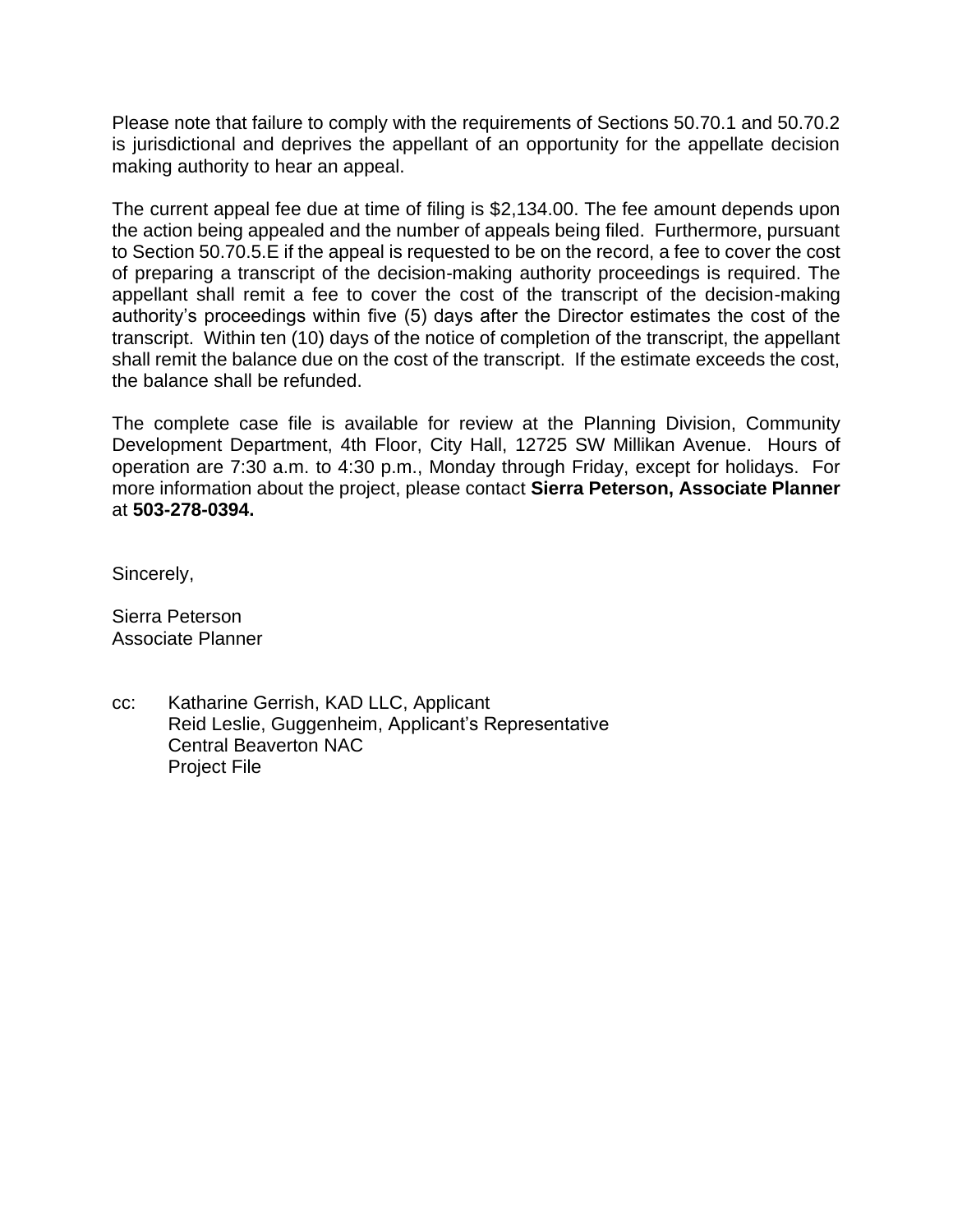Please note that failure to comply with the requirements of Sections 50.70.1 and 50.70.2 is jurisdictional and deprives the appellant of an opportunity for the appellate decision making authority to hear an appeal.

The current appeal fee due at time of filing is $2,134.00. The fee amount depends upon the action being appealed and the number of appeals being filed. Furthermore, pursuant to Section 50.70.5.E if the appeal is requested to be on the record, a fee to cover the cost of preparing a transcript of the decision-making authority proceedings is required. The appellant shall remit a fee to cover the cost of the transcript of the decision-making authority's proceedings within five (5) days after the Director estimates the cost of the transcript. Within ten (10) days of the notice of completion of the transcript, the appellant shall remit the balance due on the cost of the transcript. If the estimate exceeds the cost, the balance shall be refunded.

The complete case file is available for review at the Planning Division, Community Development Department, 4th Floor, City Hall, 12725 SW Millikan Avenue. Hours of operation are 7:30 a.m. to 4:30 p.m., Monday through Friday, except for holidays. For more information about the project, please contact **Sierra Peterson, Associate Planner** at **503-278-0394.**

Sincerely,

Sierra Peterson
Associate Planner

cc: Katharine Gerrish, KAD LLC, Applicant
Reid Leslie, Guggenheim, Applicant's Representative
Central Beaverton NAC
Project File